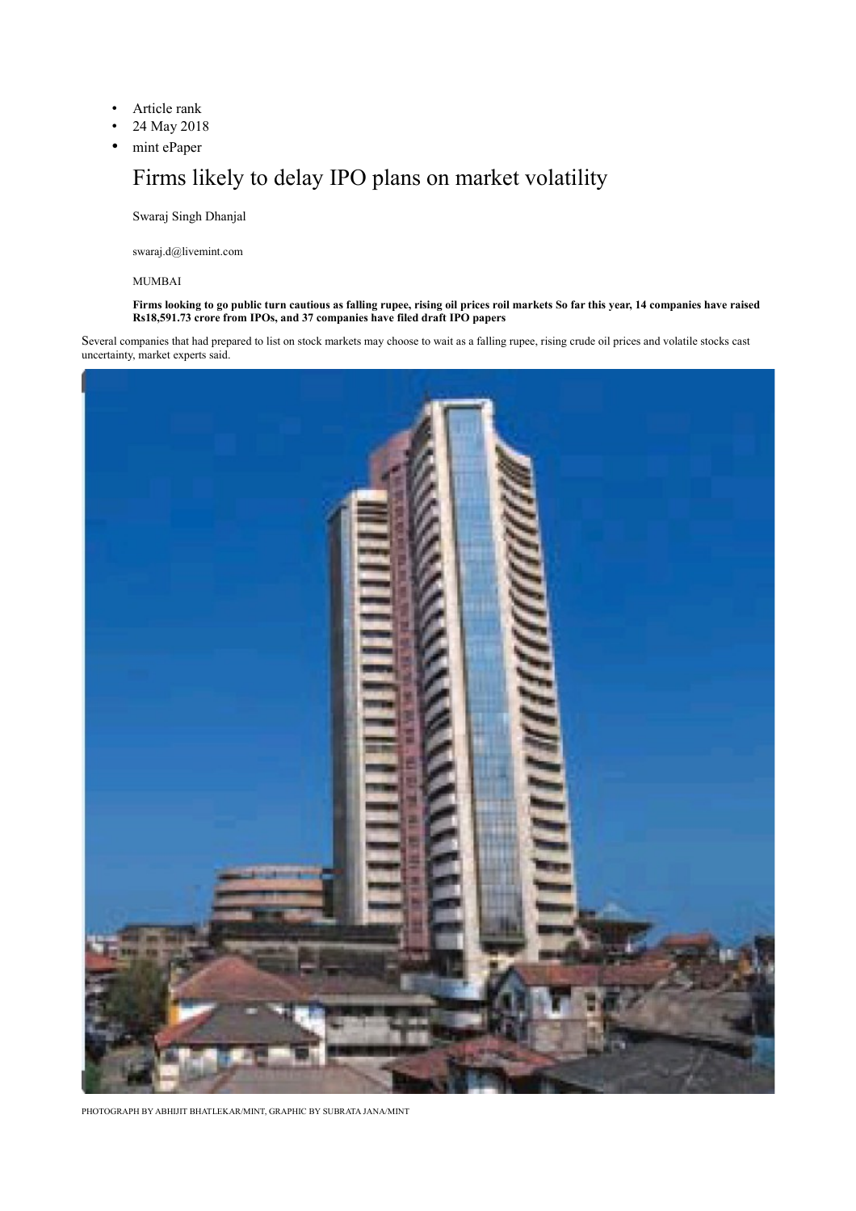- Article rank
- 24 May 2018
- mint ePaper

# Firms likely to delay IPO plans on market volatility

Swaraj Singh Dhanjal

swaraj.d@livemint.com

MUMBAI

**Firms looking to go public turn cautious as falling rupee, rising oil prices roil markets So far this year, 14 companies have raised Rs18,591.73 crore from IPOs, and 37 companies have filed draft IPO papers**

Several companies that had prepared to list on stock markets may choose to wait as a falling rupee, rising crude oil prices and volatile stocks cast uncertainty, market experts said.

PHOTOGRAPH BY ABHIJIT BHATLEKAR/MINT, GRAPHIC BY SUBRATA JANA/MINT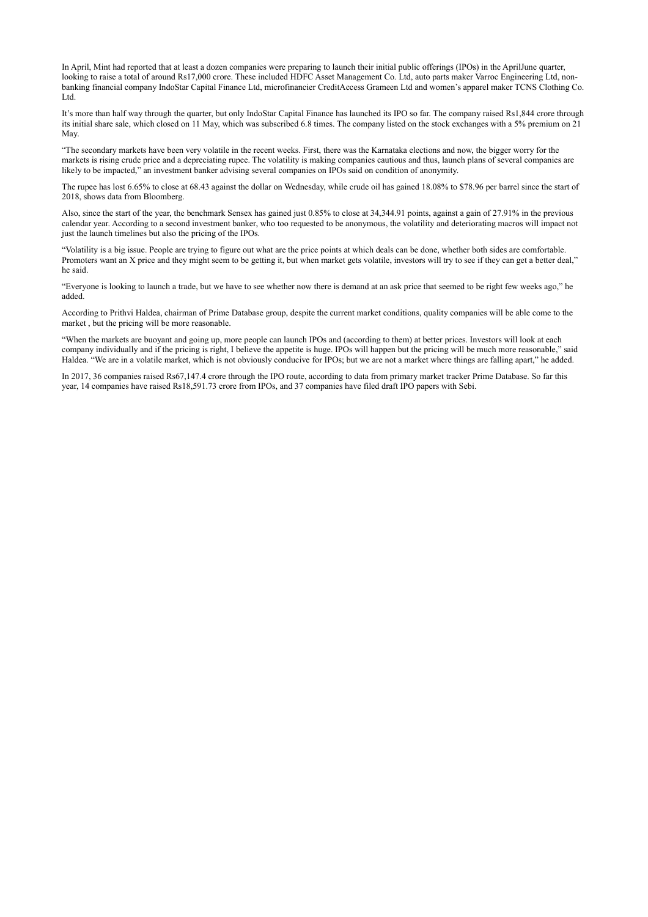In April, Mint had reported that at least a dozen companies were preparing to launch their initial public offerings (IPOs) in the AprilJune quarter, looking to raise a total of around Rs17,000 crore. These included HDFC Asset Management Co. Ltd, auto parts maker Varroc Engineering Ltd, non-banking financial company IndoStar Capital Finance Ltd, microfinancier CreditAccess Grameen Ltd and women's apparel maker TCNS Clothing Co. Ltd.

It's more than half way through the quarter, but only IndoStar Capital Finance has launched its IPO so far. The company raised Rs1,844 crore through its initial share sale, which closed on 11 May, which was subscribed 6.8 times. The company listed on the stock exchanges with a 5% premium on 21 May.

"The secondary markets have been very volatile in the recent weeks. First, there was the Karnataka elections and now, the bigger worry for the markets is rising crude price and a depreciating rupee. The volatility is making companies cautious and thus, launch plans of several companies are likely to be impacted," an investment banker advising several companies on IPOs said on condition of anonymity.

The rupee has lost 6.65% to close at 68.43 against the dollar on Wednesday, while crude oil has gained 18.08% to $78.96 per barrel since the start of 2018, shows data from Bloomberg.

Also, since the start of the year, the benchmark Sensex has gained just 0.85% to close at 34,344.91 points, against a gain of 27.91% in the previous calendar year. According to a second investment banker, who too requested to be anonymous, the volatility and deteriorating macros will impact not just the launch timelines but also the pricing of the IPOs.

"Volatility is a big issue. People are trying to figure out what are the price points at which deals can be done, whether both sides are comfortable. Promoters want an X price and they might seem to be getting it, but when market gets volatile, investors will try to see if they can get a better deal," he said.

"Everyone is looking to launch a trade, but we have to see whether now there is demand at an ask price that seemed to be right few weeks ago," he added.

According to Prithvi Haldea, chairman of Prime Database group, despite the current market conditions, quality companies will be able come to the market , but the pricing will be more reasonable.

"When the markets are buoyant and going up, more people can launch IPOs and (according to them) at better prices. Investors will look at each company individually and if the pricing is right, I believe the appetite is huge. IPOs will happen but the pricing will be much more reasonable," said Haldea. "We are in a volatile market, which is not obviously conducive for IPOs; but we are not a market where things are falling apart," he added.

In 2017, 36 companies raised Rs67,147.4 crore through the IPO route, according to data from primary market tracker Prime Database. So far this year, 14 companies have raised Rs18,591.73 crore from IPOs, and 37 companies have filed draft IPO papers with Sebi.